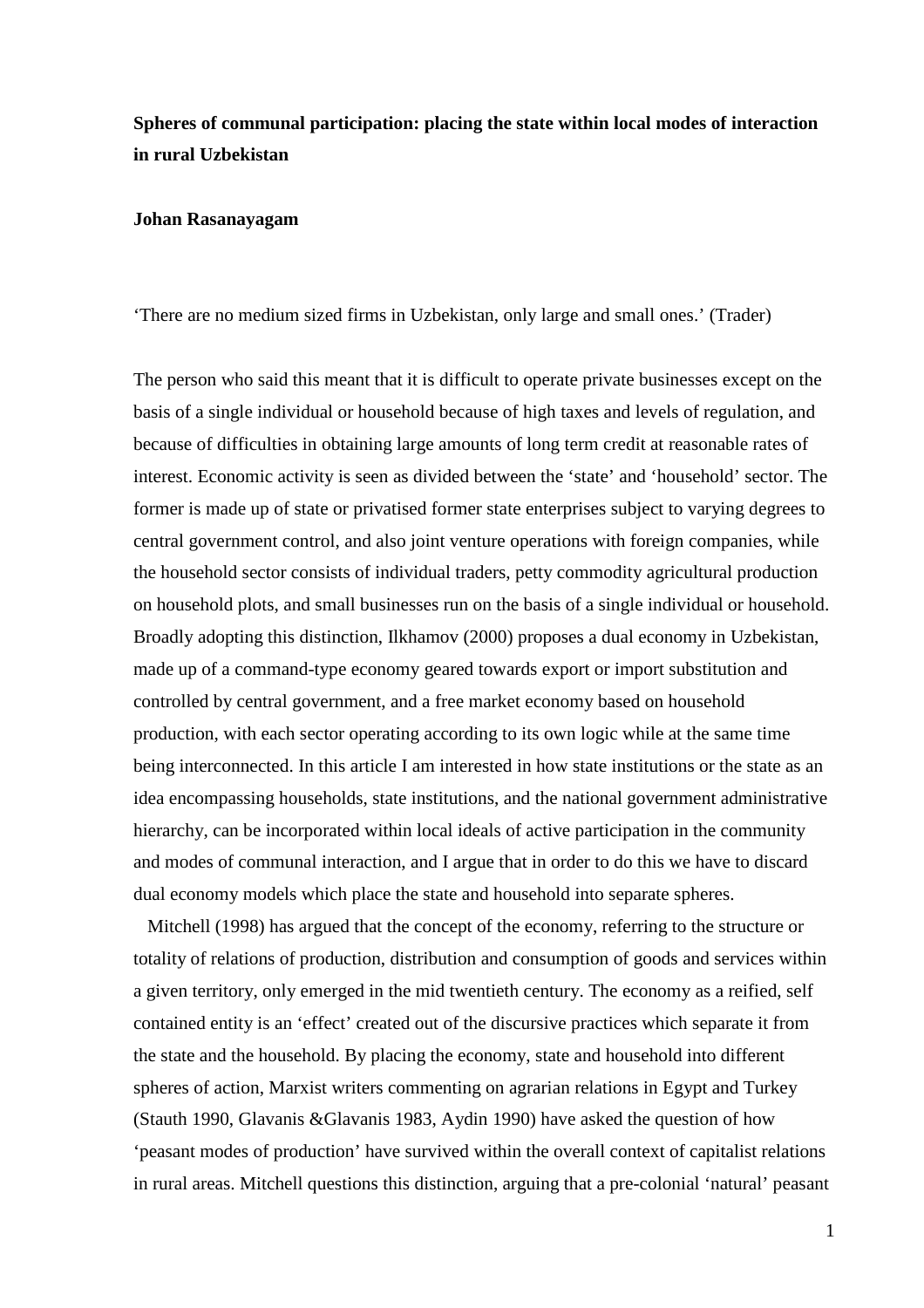# Spheres of communal participation: placing the state within local modes of interaction in rural Uzbekistan

**Johan Rasanayagam**

'There are no medium sized firms in Uzbekistan, only large and small ones.' (Trader)

The person who said this meant that it is difficult to operate private businesses except on the basis of a single individual or household because of high taxes and levels of regulation, and because of difficulties in obtaining large amounts of long term credit at reasonable rates of interest. Economic activity is seen as divided between the 'state' and 'household' sector. The former is made up of state or privatised former state enterprises subject to varying degrees to central government control, and also joint venture operations with foreign companies, while the household sector consists of individual traders, petty commodity agricultural production on household plots, and small businesses run on the basis of a single individual or household. Broadly adopting this distinction, Ilkhamov (2000) proposes a dual economy in Uzbekistan, made up of a command-type economy geared towards export or import substitution and controlled by central government, and a free market economy based on household production, with each sector operating according to its own logic while at the same time being interconnected. In this article I am interested in how state institutions or the state as an idea encompassing households, state institutions, and the national government administrative hierarchy, can be incorporated within local ideals of active participation in the community and modes of communal interaction, and I argue that in order to do this we have to discard dual economy models which place the state and household into separate spheres.

Mitchell (1998) has argued that the concept of the economy, referring to the structure or totality of relations of production, distribution and consumption of goods and services within a given territory, only emerged in the mid twentieth century. The economy as a reified, self contained entity is an 'effect' created out of the discursive practices which separate it from the state and the household. By placing the economy, state and household into different spheres of action, Marxist writers commenting on agrarian relations in Egypt and Turkey (Stauth 1990, Glavanis &Glavanis 1983, Aydin 1990) have asked the question of how 'peasant modes of production' have survived within the overall context of capitalist relations in rural areas. Mitchell questions this distinction, arguing that a pre-colonial 'natural' peasant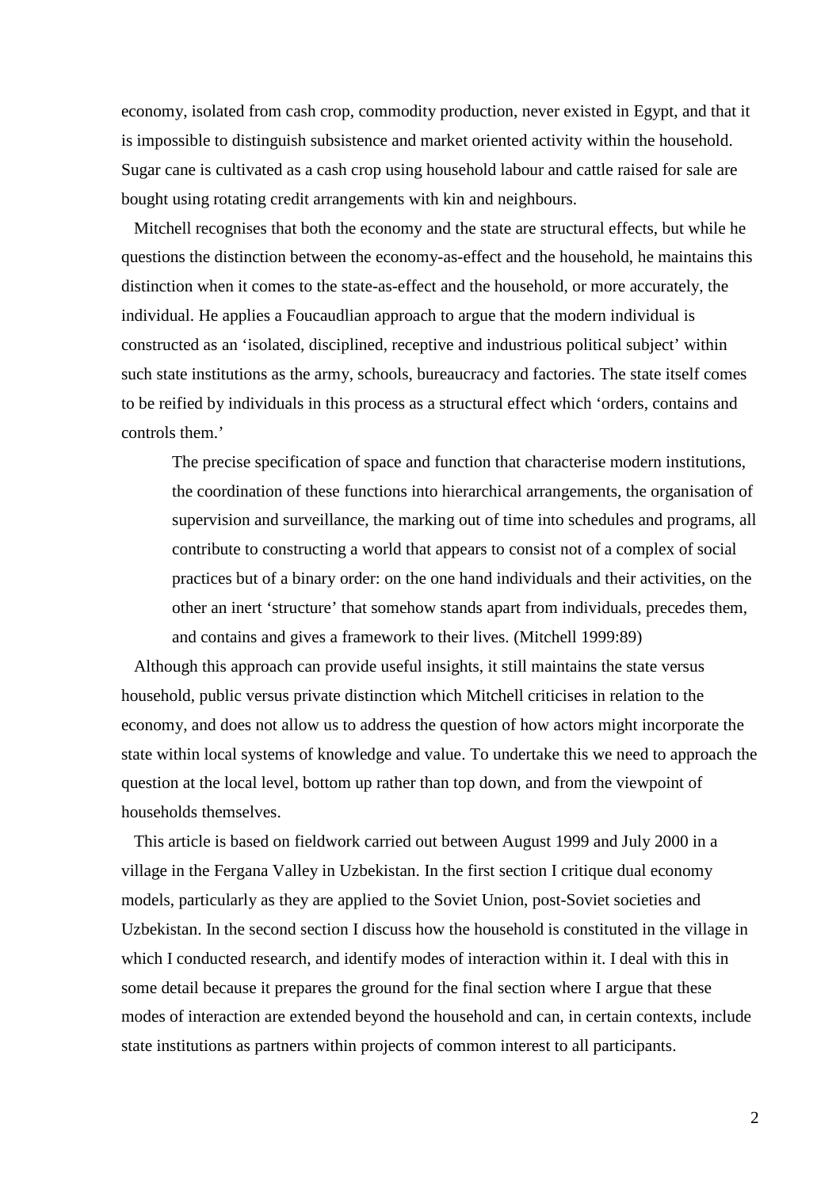economy, isolated from cash crop, commodity production, never existed in Egypt, and that it is impossible to distinguish subsistence and market oriented activity within the household. Sugar cane is cultivated as a cash crop using household labour and cattle raised for sale are bought using rotating credit arrangements with kin and neighbours.

Mitchell recognises that both the economy and the state are structural effects, but while he questions the distinction between the economy-as-effect and the household, he maintains this distinction when it comes to the state-as-effect and the household, or more accurately, the individual. He applies a Foucaudlian approach to argue that the modern individual is constructed as an 'isolated, disciplined, receptive and industrious political subject' within such state institutions as the army, schools, bureaucracy and factories. The state itself comes to be reified by individuals in this process as a structural effect which 'orders, contains and controls them.'

> The precise specification of space and function that characterise modern institutions, the coordination of these functions into hierarchical arrangements, the organisation of supervision and surveillance, the marking out of time into schedules and programs, all contribute to constructing a world that appears to consist not of a complex of social practices but of a binary order: on the one hand individuals and their activities, on the other an inert 'structure' that somehow stands apart from individuals, precedes them, and contains and gives a framework to their lives. (Mitchell 1999:89)

Although this approach can provide useful insights, it still maintains the state versus household, public versus private distinction which Mitchell criticises in relation to the economy, and does not allow us to address the question of how actors might incorporate the state within local systems of knowledge and value. To undertake this we need to approach the question at the local level, bottom up rather than top down, and from the viewpoint of households themselves.

This article is based on fieldwork carried out between August 1999 and July 2000 in a village in the Fergana Valley in Uzbekistan. In the first section I critique dual economy models, particularly as they are applied to the Soviet Union, post-Soviet societies and Uzbekistan. In the second section I discuss how the household is constituted in the village in which I conducted research, and identify modes of interaction within it. I deal with this in some detail because it prepares the ground for the final section where I argue that these modes of interaction are extended beyond the household and can, in certain contexts, include state institutions as partners within projects of common interest to all participants.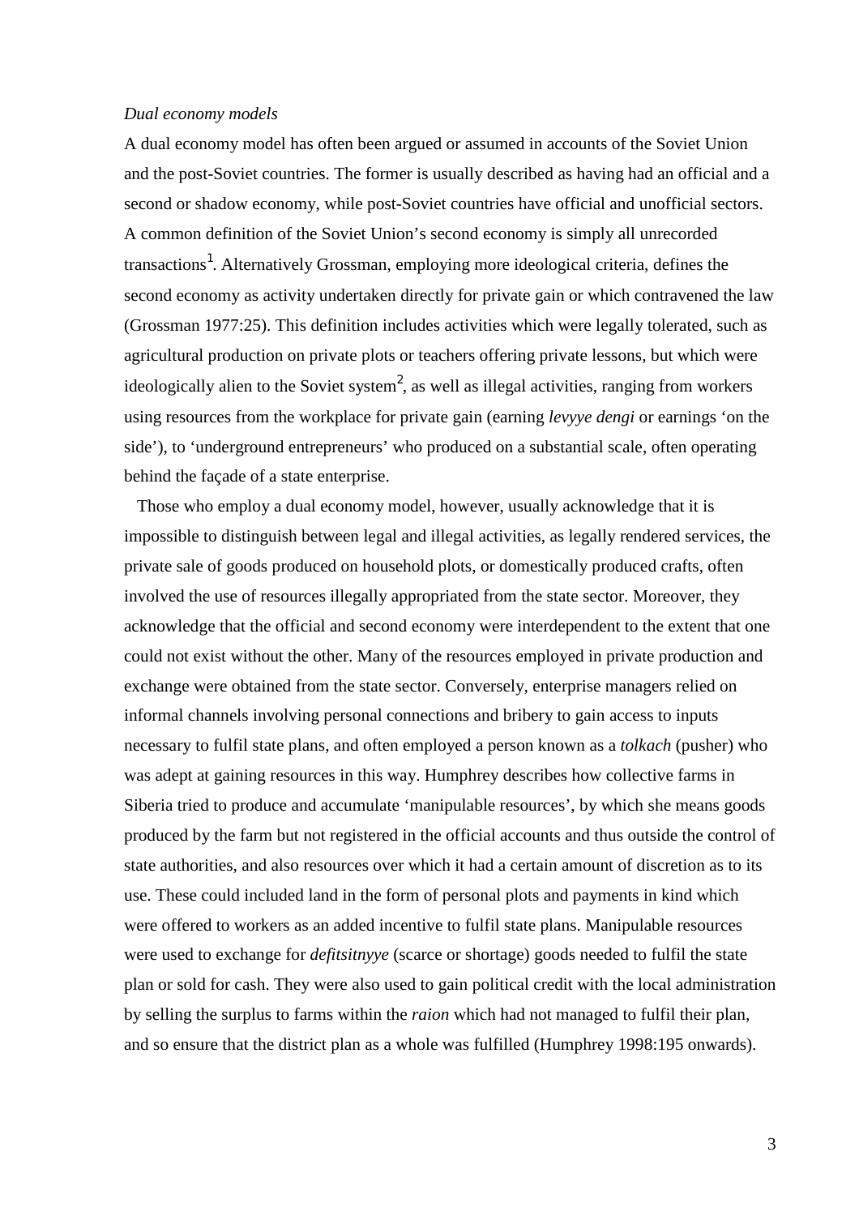*Dual economy models*

A dual economy model has often been argued or assumed in accounts of the Soviet Union and the post-Soviet countries. The former is usually described as having had an official and a second or shadow economy, while post-Soviet countries have official and unofficial sectors. A common definition of the Soviet Union's second economy is simply all unrecorded transactions[1]. Alternatively Grossman, employing more ideological criteria, defines the second economy as activity undertaken directly for private gain or which contravened the law (Grossman 1977:25). This definition includes activities which were legally tolerated, such as agricultural production on private plots or teachers offering private lessons, but which were ideologically alien to the Soviet system[2], as well as illegal activities, ranging from workers using resources from the workplace for private gain (earning *levyye dengi* or earnings 'on the side'), to 'underground entrepreneurs' who produced on a substantial scale, often operating behind the façade of a state enterprise.

Those who employ a dual economy model, however, usually acknowledge that it is impossible to distinguish between legal and illegal activities, as legally rendered services, the private sale of goods produced on household plots, or domestically produced crafts, often involved the use of resources illegally appropriated from the state sector. Moreover, they acknowledge that the official and second economy were interdependent to the extent that one could not exist without the other. Many of the resources employed in private production and exchange were obtained from the state sector. Conversely, enterprise managers relied on informal channels involving personal connections and bribery to gain access to inputs necessary to fulfil state plans, and often employed a person known as a *tolkach* (pusher) who was adept at gaining resources in this way. Humphrey describes how collective farms in Siberia tried to produce and accumulate 'manipulable resources', by which she means goods produced by the farm but not registered in the official accounts and thus outside the control of state authorities, and also resources over which it had a certain amount of discretion as to its use. These could included land in the form of personal plots and payments in kind which were offered to workers as an added incentive to fulfil state plans. Manipulable resources were used to exchange for *defitsitnyye* (scarce or shortage) goods needed to fulfil the state plan or sold for cash. They were also used to gain political credit with the local administration by selling the surplus to farms within the *raion* which had not managed to fulfil their plan, and so ensure that the district plan as a whole was fulfilled (Humphrey 1998:195 onwards).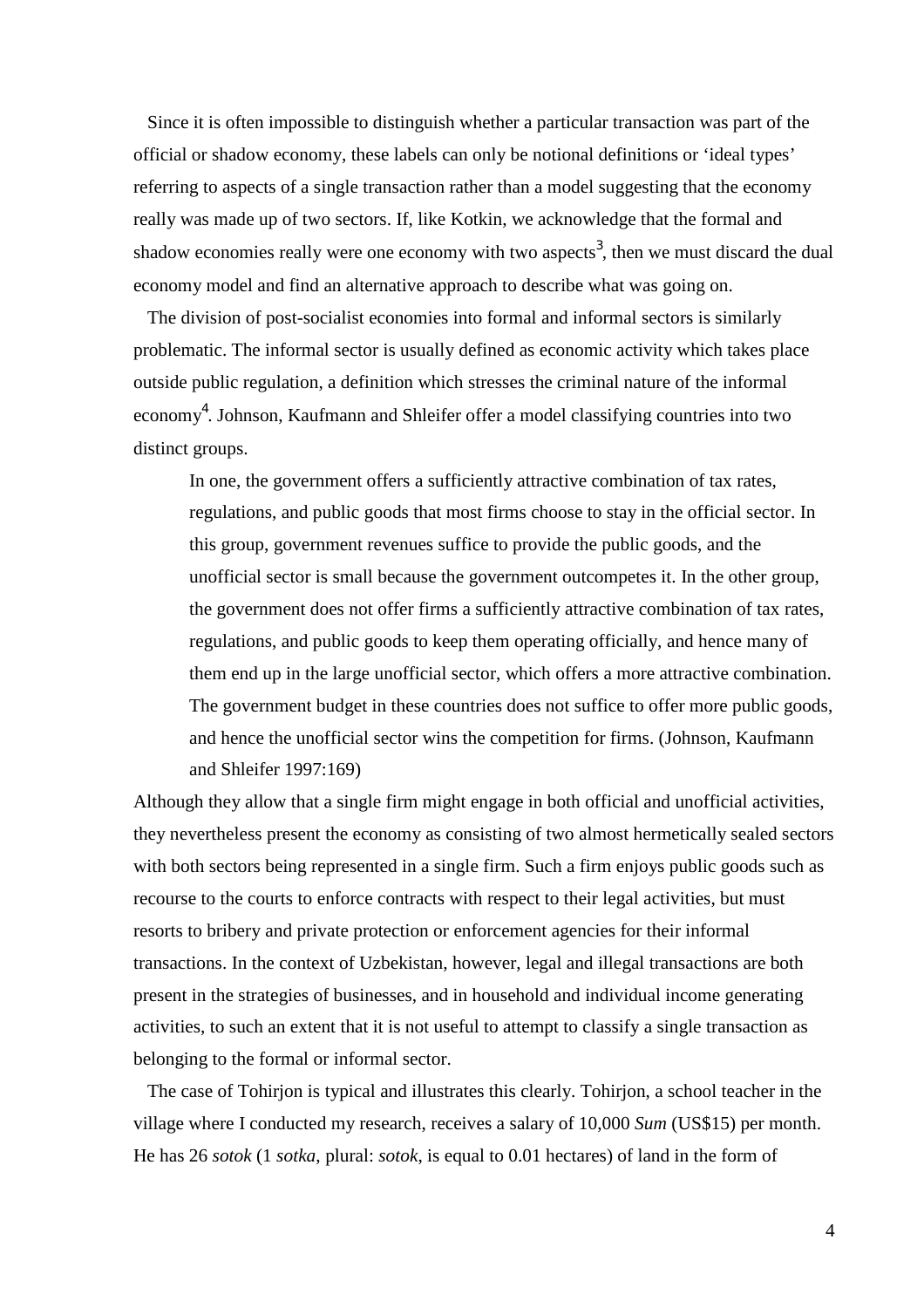Since it is often impossible to distinguish whether a particular transaction was part of the official or shadow economy, these labels can only be notional definitions or 'ideal types' referring to aspects of a single transaction rather than a model suggesting that the economy really was made up of two sectors. If, like Kotkin, we acknowledge that the formal and shadow economies really were one economy with two aspects[3], then we must discard the dual economy model and find an alternative approach to describe what was going on.

The division of post-socialist economies into formal and informal sectors is similarly problematic. The informal sector is usually defined as economic activity which takes place outside public regulation, a definition which stresses the criminal nature of the informal economy[4]. Johnson, Kaufmann and Shleifer offer a model classifying countries into two distinct groups.

> In one, the government offers a sufficiently attractive combination of tax rates, regulations, and public goods that most firms choose to stay in the official sector. In this group, government revenues suffice to provide the public goods, and the unofficial sector is small because the government outcompetes it. In the other group, the government does not offer firms a sufficiently attractive combination of tax rates, regulations, and public goods to keep them operating officially, and hence many of them end up in the large unofficial sector, which offers a more attractive combination. The government budget in these countries does not suffice to offer more public goods, and hence the unofficial sector wins the competition for firms. (Johnson, Kaufmann and Shleifer 1997:169)

Although they allow that a single firm might engage in both official and unofficial activities, they nevertheless present the economy as consisting of two almost hermetically sealed sectors with both sectors being represented in a single firm. Such a firm enjoys public goods such as recourse to the courts to enforce contracts with respect to their legal activities, but must resorts to bribery and private protection or enforcement agencies for their informal transactions. In the context of Uzbekistan, however, legal and illegal transactions are both present in the strategies of businesses, and in household and individual income generating activities, to such an extent that it is not useful to attempt to classify a single transaction as belonging to the formal or informal sector.

The case of Tohirjon is typical and illustrates this clearly. Tohirjon, a school teacher in the village where I conducted my research, receives a salary of 10,000 *Sum* (US$15) per month. He has 26 *sotok* (1 *sotka,* plural: *sotok*, is equal to 0.01 hectares) of land in the form of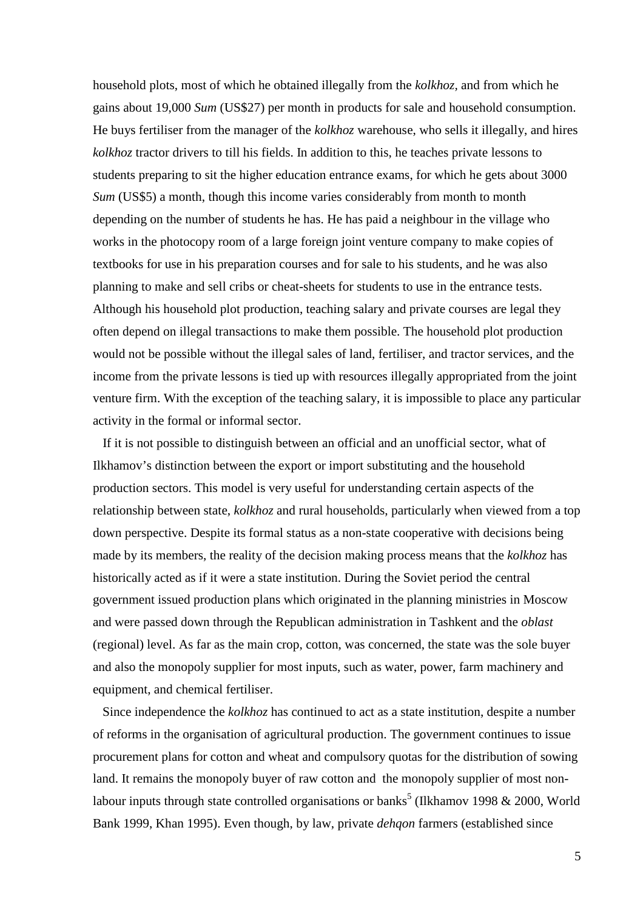household plots, most of which he obtained illegally from the *kolkhoz*, and from which he gains about 19,000 *Sum* (US$27) per month in products for sale and household consumption. He buys fertiliser from the manager of the *kolkhoz* warehouse, who sells it illegally, and hires *kolkhoz* tractor drivers to till his fields. In addition to this, he teaches private lessons to students preparing to sit the higher education entrance exams, for which he gets about 3000 *Sum* (US$5) a month, though this income varies considerably from month to month depending on the number of students he has. He has paid a neighbour in the village who works in the photocopy room of a large foreign joint venture company to make copies of textbooks for use in his preparation courses and for sale to his students, and he was also planning to make and sell cribs or cheat-sheets for students to use in the entrance tests. Although his household plot production, teaching salary and private courses are legal they often depend on illegal transactions to make them possible. The household plot production would not be possible without the illegal sales of land, fertiliser, and tractor services, and the income from the private lessons is tied up with resources illegally appropriated from the joint venture firm. With the exception of the teaching salary, it is impossible to place any particular activity in the formal or informal sector.

If it is not possible to distinguish between an official and an unofficial sector, what of Ilkhamov's distinction between the export or import substituting and the household production sectors. This model is very useful for understanding certain aspects of the relationship between state, *kolkhoz* and rural households, particularly when viewed from a top down perspective. Despite its formal status as a non-state cooperative with decisions being made by its members, the reality of the decision making process means that the *kolkhoz* has historically acted as if it were a state institution. During the Soviet period the central government issued production plans which originated in the planning ministries in Moscow and were passed down through the Republican administration in Tashkent and the *oblast* (regional) level. As far as the main crop, cotton, was concerned, the state was the sole buyer and also the monopoly supplier for most inputs, such as water, power, farm machinery and equipment, and chemical fertiliser.

Since independence the *kolkhoz* has continued to act as a state institution, despite a number of reforms in the organisation of agricultural production. The government continues to issue procurement plans for cotton and wheat and compulsory quotas for the distribution of sowing land. It remains the monopoly buyer of raw cotton and the monopoly supplier of most non-labour inputs through state controlled organisations or banks[5] (Ilkhamov 1998 & 2000, World Bank 1999, Khan 1995). Even though, by law, private *dehqon* farmers (established since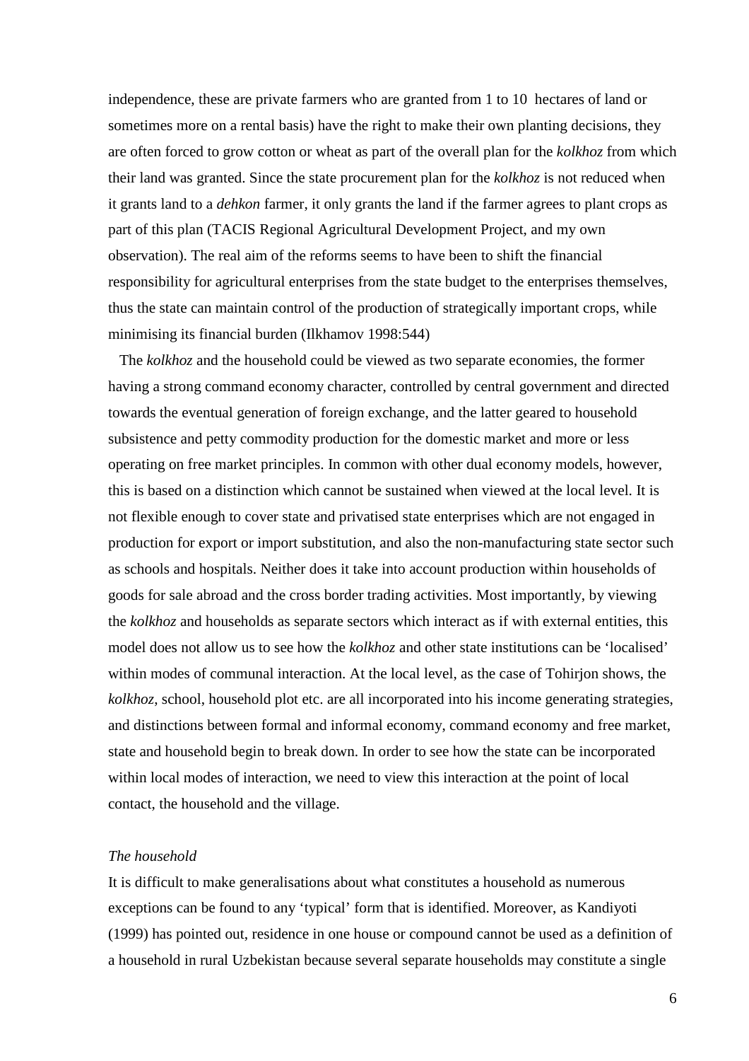independence, these are private farmers who are granted from 1 to 10 hectares of land or sometimes more on a rental basis) have the right to make their own planting decisions, they are often forced to grow cotton or wheat as part of the overall plan for the *kolkhoz* from which their land was granted. Since the state procurement plan for the *kolkhoz* is not reduced when it grants land to a *dehkon* farmer, it only grants the land if the farmer agrees to plant crops as part of this plan (TACIS Regional Agricultural Development Project, and my own observation). The real aim of the reforms seems to have been to shift the financial responsibility for agricultural enterprises from the state budget to the enterprises themselves, thus the state can maintain control of the production of strategically important crops, while minimising its financial burden (Ilkhamov 1998:544)

The *kolkhoz* and the household could be viewed as two separate economies, the former having a strong command economy character, controlled by central government and directed towards the eventual generation of foreign exchange, and the latter geared to household subsistence and petty commodity production for the domestic market and more or less operating on free market principles. In common with other dual economy models, however, this is based on a distinction which cannot be sustained when viewed at the local level. It is not flexible enough to cover state and privatised state enterprises which are not engaged in production for export or import substitution, and also the non-manufacturing state sector such as schools and hospitals. Neither does it take into account production within households of goods for sale abroad and the cross border trading activities. Most importantly, by viewing the *kolkhoz* and households as separate sectors which interact as if with external entities, this model does not allow us to see how the *kolkhoz* and other state institutions can be 'localised' within modes of communal interaction. At the local level, as the case of Tohirjon shows, the *kolkhoz*, school, household plot etc. are all incorporated into his income generating strategies, and distinctions between formal and informal economy, command economy and free market, state and household begin to break down. In order to see how the state can be incorporated within local modes of interaction, we need to view this interaction at the point of local contact, the household and the village.

### *The household*

It is difficult to make generalisations about what constitutes a household as numerous exceptions can be found to any 'typical' form that is identified. Moreover, as Kandiyoti (1999) has pointed out, residence in one house or compound cannot be used as a definition of a household in rural Uzbekistan because several separate households may constitute a single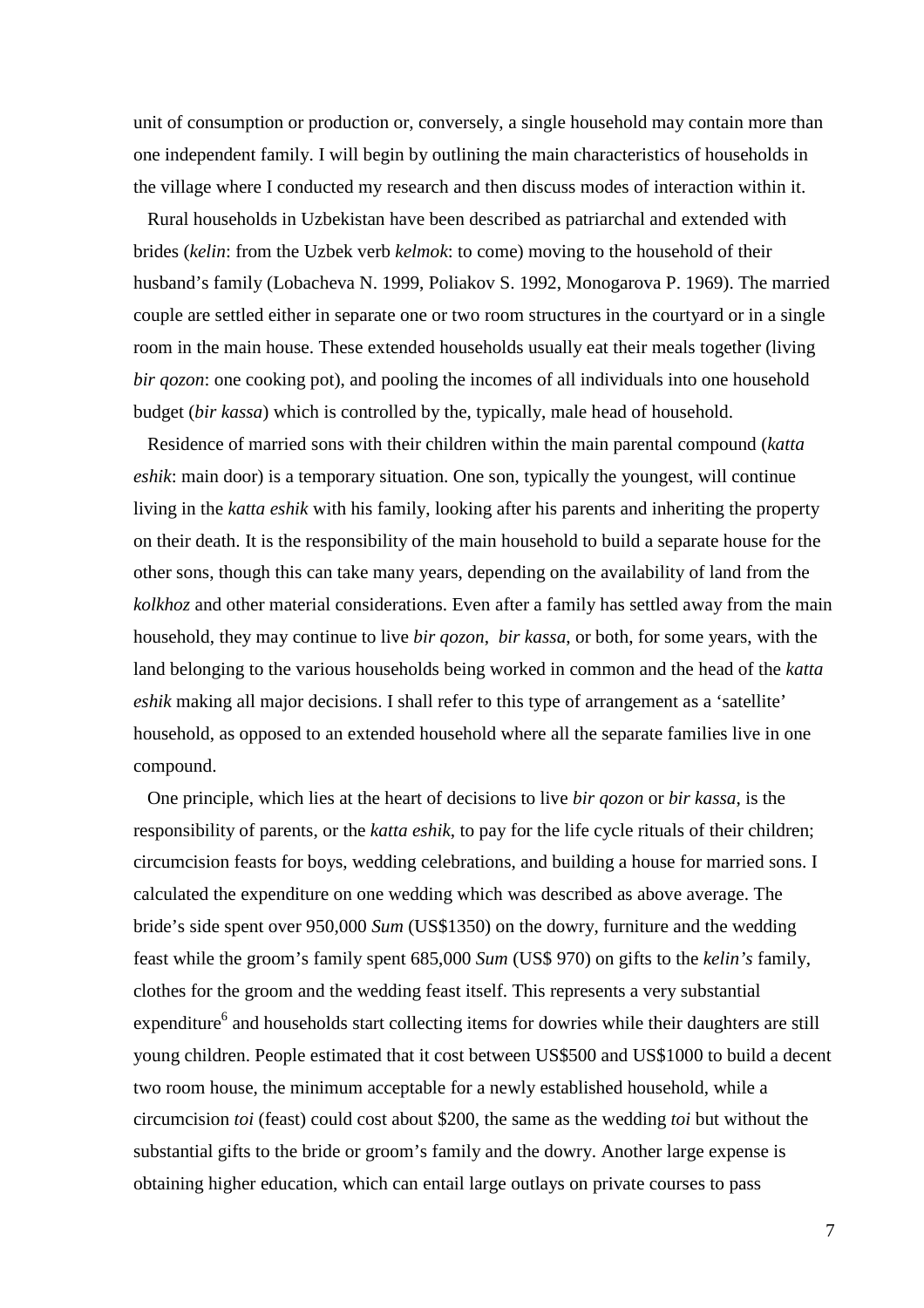unit of consumption or production or, conversely, a single household may contain more than one independent family. I will begin by outlining the main characteristics of households in the village where I conducted my research and then discuss modes of interaction within it.

Rural households in Uzbekistan have been described as patriarchal and extended with brides (*kelin*: from the Uzbek verb *kelmok*: to come) moving to the household of their husband's family (Lobacheva N. 1999, Poliakov S. 1992, Monogarova P. 1969). The married couple are settled either in separate one or two room structures in the courtyard or in a single room in the main house. These extended households usually eat their meals together (living *bir qozon*: one cooking pot), and pooling the incomes of all individuals into one household budget (*bir kassa*) which is controlled by the, typically, male head of household.

Residence of married sons with their children within the main parental compound (*katta eshik*: main door) is a temporary situation. One son, typically the youngest, will continue living in the *katta eshik* with his family, looking after his parents and inheriting the property on their death. It is the responsibility of the main household to build a separate house for the other sons, though this can take many years, depending on the availability of land from the *kolkhoz* and other material considerations. Even after a family has settled away from the main household, they may continue to live *bir qozon*, *bir kassa*, or both, for some years, with the land belonging to the various households being worked in common and the head of the *katta eshik* making all major decisions. I shall refer to this type of arrangement as a 'satellite' household, as opposed to an extended household where all the separate families live in one compound.

One principle, which lies at the heart of decisions to live *bir qozon* or *bir kassa*, is the responsibility of parents, or the *katta eshik*, to pay for the life cycle rituals of their children; circumcision feasts for boys, wedding celebrations, and building a house for married sons. I calculated the expenditure on one wedding which was described as above average. The bride's side spent over 950,000 *Sum* (US$1350) on the dowry, furniture and the wedding feast while the groom's family spent 685,000 *Sum* (US$ 970) on gifts to the *kelin's* family, clothes for the groom and the wedding feast itself. This represents a very substantial expenditure[6] and households start collecting items for dowries while their daughters are still young children. People estimated that it cost between US$500 and US$1000 to build a decent two room house, the minimum acceptable for a newly established household, while a circumcision *toi* (feast) could cost about $200, the same as the wedding *toi* but without the substantial gifts to the bride or groom's family and the dowry. Another large expense is obtaining higher education, which can entail large outlays on private courses to pass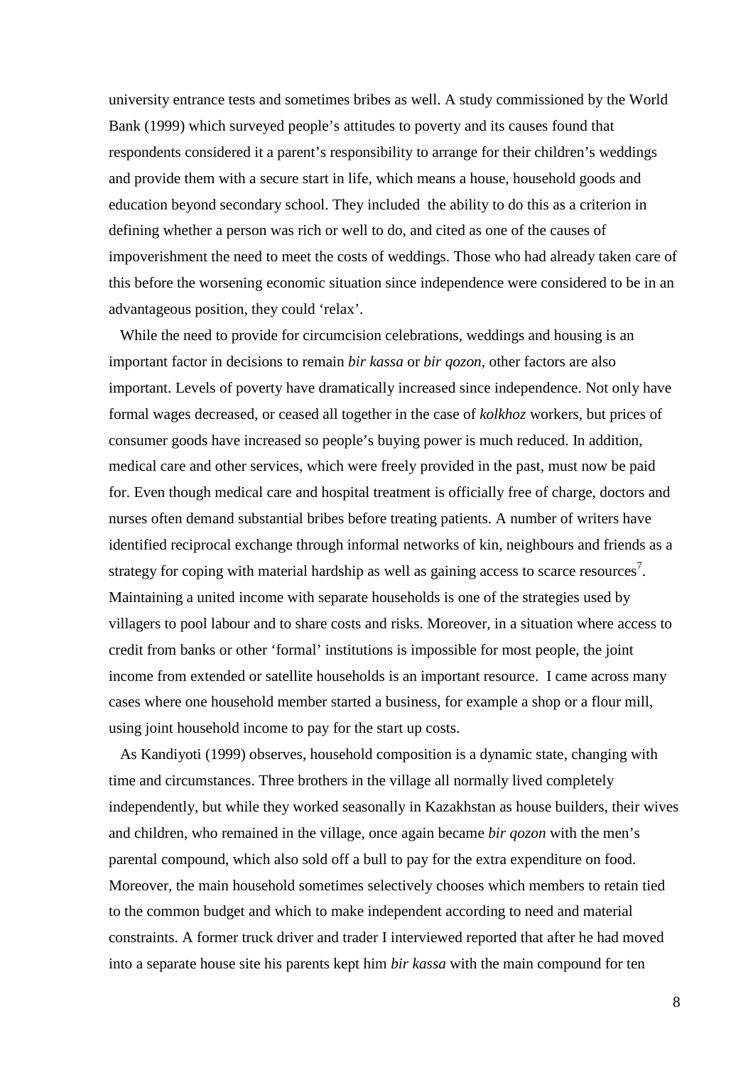university entrance tests and sometimes bribes as well. A study commissioned by the World Bank (1999) which surveyed people's attitudes to poverty and its causes found that respondents considered it a parent's responsibility to arrange for their children's weddings and provide them with a secure start in life, which means a house, household goods and education beyond secondary school. They included the ability to do this as a criterion in defining whether a person was rich or well to do, and cited as one of the causes of impoverishment the need to meet the costs of weddings. Those who had already taken care of this before the worsening economic situation since independence were considered to be in an advantageous position, they could 'relax'.

While the need to provide for circumcision celebrations, weddings and housing is an important factor in decisions to remain *bir kassa* or *bir qozon*, other factors are also important. Levels of poverty have dramatically increased since independence. Not only have formal wages decreased, or ceased all together in the case of *kolkhoz* workers, but prices of consumer goods have increased so people's buying power is much reduced. In addition, medical care and other services, which were freely provided in the past, must now be paid for. Even though medical care and hospital treatment is officially free of charge, doctors and nurses often demand substantial bribes before treating patients. A number of writers have identified reciprocal exchange through informal networks of kin, neighbours and friends as a strategy for coping with material hardship as well as gaining access to scarce resources[7]. Maintaining a united income with separate households is one of the strategies used by villagers to pool labour and to share costs and risks. Moreover, in a situation where access to credit from banks or other 'formal' institutions is impossible for most people, the joint income from extended or satellite households is an important resource. I came across many cases where one household member started a business, for example a shop or a flour mill, using joint household income to pay for the start up costs.

As Kandiyoti (1999) observes, household composition is a dynamic state, changing with time and circumstances. Three brothers in the village all normally lived completely independently, but while they worked seasonally in Kazakhstan as house builders, their wives and children, who remained in the village, once again became *bir qozon* with the men's parental compound, which also sold off a bull to pay for the extra expenditure on food. Moreover, the main household sometimes selectively chooses which members to retain tied to the common budget and which to make independent according to need and material constraints. A former truck driver and trader I interviewed reported that after he had moved into a separate house site his parents kept him *bir kassa* with the main compound for ten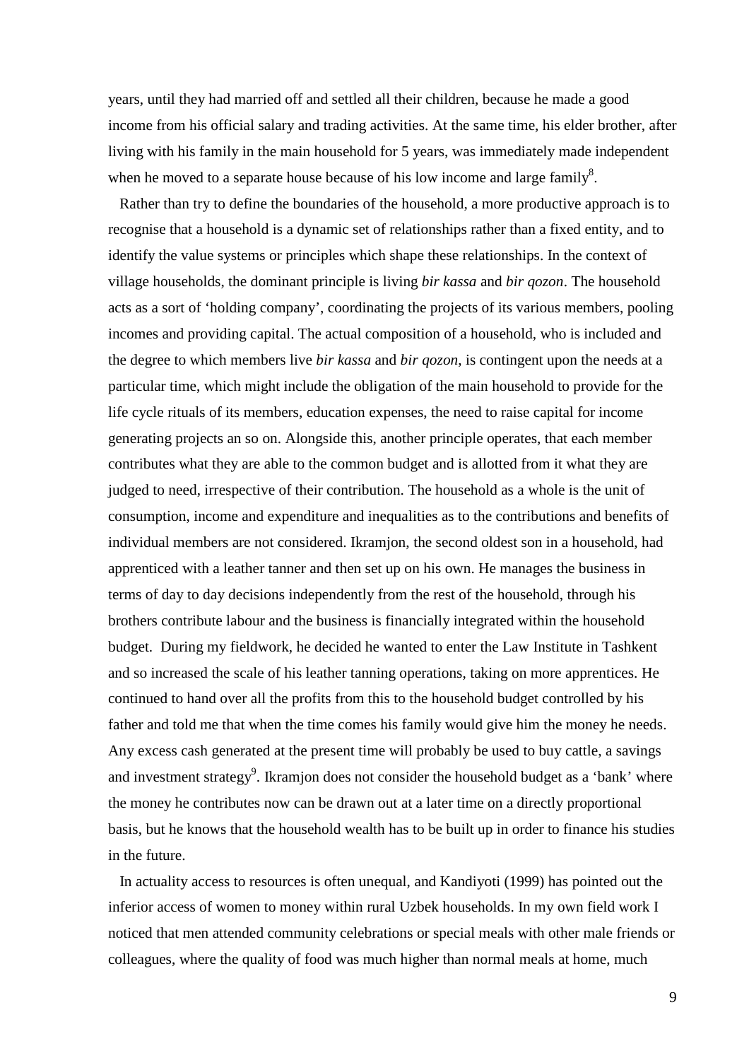years, until they had married off and settled all their children, because he made a good income from his official salary and trading activities. At the same time, his elder brother, after living with his family in the main household for 5 years, was immediately made independent when he moved to a separate house because of his low income and large family[8].

Rather than try to define the boundaries of the household, a more productive approach is to recognise that a household is a dynamic set of relationships rather than a fixed entity, and to identify the value systems or principles which shape these relationships. In the context of village households, the dominant principle is living *bir kassa* and *bir qozon*. The household acts as a sort of 'holding company', coordinating the projects of its various members, pooling incomes and providing capital. The actual composition of a household, who is included and the degree to which members live *bir kassa* and *bir qozon*, is contingent upon the needs at a particular time, which might include the obligation of the main household to provide for the life cycle rituals of its members, education expenses, the need to raise capital for income generating projects an so on. Alongside this, another principle operates, that each member contributes what they are able to the common budget and is allotted from it what they are judged to need, irrespective of their contribution. The household as a whole is the unit of consumption, income and expenditure and inequalities as to the contributions and benefits of individual members are not considered. Ikramjon, the second oldest son in a household, had apprenticed with a leather tanner and then set up on his own. He manages the business in terms of day to day decisions independently from the rest of the household, through his brothers contribute labour and the business is financially integrated within the household budget. During my fieldwork, he decided he wanted to enter the Law Institute in Tashkent and so increased the scale of his leather tanning operations, taking on more apprentices. He continued to hand over all the profits from this to the household budget controlled by his father and told me that when the time comes his family would give him the money he needs. Any excess cash generated at the present time will probably be used to buy cattle, a savings and investment strategy[9]. Ikramjon does not consider the household budget as a 'bank' where the money he contributes now can be drawn out at a later time on a directly proportional basis, but he knows that the household wealth has to be built up in order to finance his studies in the future.

In actuality access to resources is often unequal, and Kandiyoti (1999) has pointed out the inferior access of women to money within rural Uzbek households. In my own field work I noticed that men attended community celebrations or special meals with other male friends or colleagues, where the quality of food was much higher than normal meals at home, much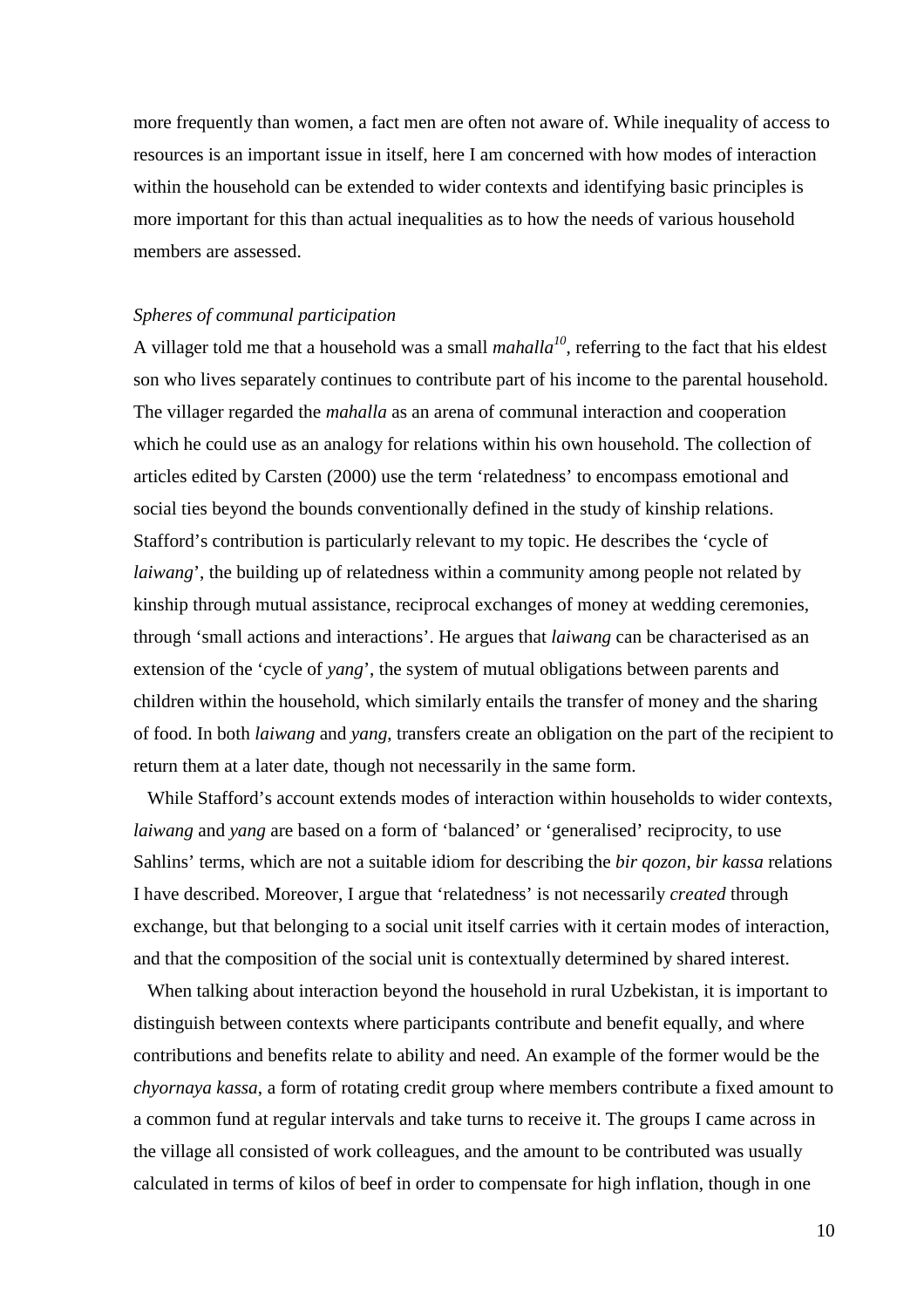more frequently than women, a fact men are often not aware of. While inequality of access to resources is an important issue in itself, here I am concerned with how modes of interaction within the household can be extended to wider contexts and identifying basic principles is more important for this than actual inequalities as to how the needs of various household members are assessed.

### *Spheres of communal participation*

A villager told me that a household was a small *mahalla*[10], referring to the fact that his eldest son who lives separately continues to contribute part of his income to the parental household. The villager regarded the *mahalla* as an arena of communal interaction and cooperation which he could use as an analogy for relations within his own household. The collection of articles edited by Carsten (2000) use the term 'relatedness' to encompass emotional and social ties beyond the bounds conventionally defined in the study of kinship relations. Stafford's contribution is particularly relevant to my topic. He describes the 'cycle of *laiwang*', the building up of relatedness within a community among people not related by kinship through mutual assistance, reciprocal exchanges of money at wedding ceremonies, through 'small actions and interactions'. He argues that *laiwang* can be characterised as an extension of the 'cycle of *yang*', the system of mutual obligations between parents and children within the household, which similarly entails the transfer of money and the sharing of food. In both *laiwang* and *yang*, transfers create an obligation on the part of the recipient to return them at a later date, though not necessarily in the same form.

While Stafford's account extends modes of interaction within households to wider contexts, *laiwang* and *yang* are based on a form of 'balanced' or 'generalised' reciprocity, to use Sahlins' terms, which are not a suitable idiom for describing the *bir qozon, bir kassa* relations I have described. Moreover, I argue that 'relatedness' is not necessarily *created* through exchange, but that belonging to a social unit itself carries with it certain modes of interaction, and that the composition of the social unit is contextually determined by shared interest.

When talking about interaction beyond the household in rural Uzbekistan, it is important to distinguish between contexts where participants contribute and benefit equally, and where contributions and benefits relate to ability and need. An example of the former would be the *chyornaya kassa*, a form of rotating credit group where members contribute a fixed amount to a common fund at regular intervals and take turns to receive it. The groups I came across in the village all consisted of work colleagues, and the amount to be contributed was usually calculated in terms of kilos of beef in order to compensate for high inflation, though in one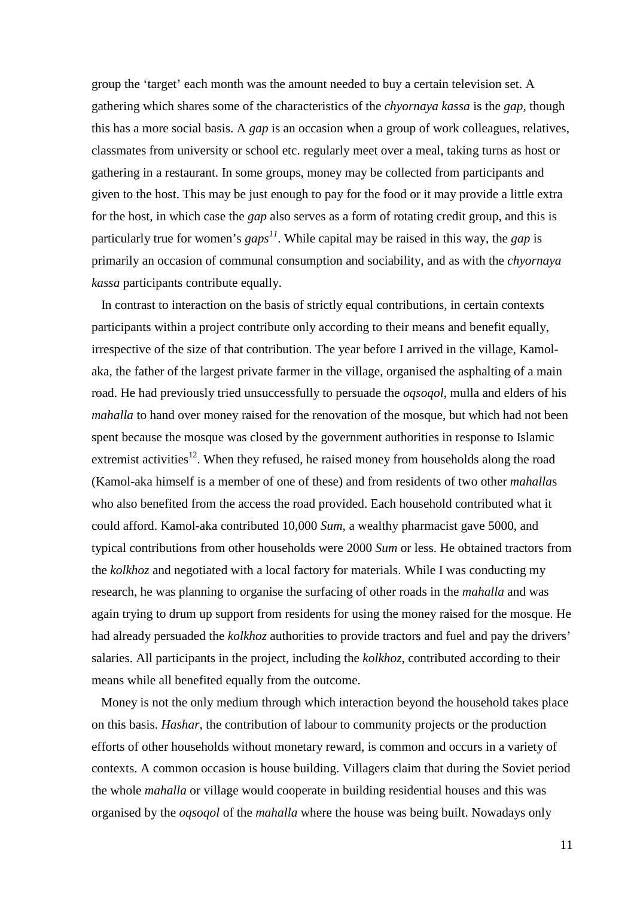group the 'target' each month was the amount needed to buy a certain television set. A gathering which shares some of the characteristics of the *chyornaya kassa* is the *gap*, though this has a more social basis. A *gap* is an occasion when a group of work colleagues, relatives, classmates from university or school etc. regularly meet over a meal, taking turns as host or gathering in a restaurant. In some groups, money may be collected from participants and given to the host. This may be just enough to pay for the food or it may provide a little extra for the host, in which case the *gap* also serves as a form of rotating credit group, and this is particularly true for women's *gaps*[11]. While capital may be raised in this way, the *gap* is primarily an occasion of communal consumption and sociability, and as with the *chyornaya kassa* participants contribute equally.

In contrast to interaction on the basis of strictly equal contributions, in certain contexts participants within a project contribute only according to their means and benefit equally, irrespective of the size of that contribution. The year before I arrived in the village, Kamol-aka, the father of the largest private farmer in the village, organised the asphalting of a main road. He had previously tried unsuccessfully to persuade the *oqsoqol*, mulla and elders of his *mahalla* to hand over money raised for the renovation of the mosque, but which had not been spent because the mosque was closed by the government authorities in response to Islamic extremist activities[12]. When they refused, he raised money from households along the road (Kamol-aka himself is a member of one of these) and from residents of two other *mahalla*s who also benefited from the access the road provided. Each household contributed what it could afford. Kamol-aka contributed 10,000 *Sum*, a wealthy pharmacist gave 5000, and typical contributions from other households were 2000 *Sum* or less. He obtained tractors from the *kolkhoz* and negotiated with a local factory for materials. While I was conducting my research, he was planning to organise the surfacing of other roads in the *mahalla* and was again trying to drum up support from residents for using the money raised for the mosque. He had already persuaded the *kolkhoz* authorities to provide tractors and fuel and pay the drivers' salaries. All participants in the project, including the *kolkhoz*, contributed according to their means while all benefited equally from the outcome.

Money is not the only medium through which interaction beyond the household takes place on this basis. *Hashar*, the contribution of labour to community projects or the production efforts of other households without monetary reward, is common and occurs in a variety of contexts. A common occasion is house building. Villagers claim that during the Soviet period the whole *mahalla* or village would cooperate in building residential houses and this was organised by the *oqsoqol* of the *mahalla* where the house was being built. Nowadays only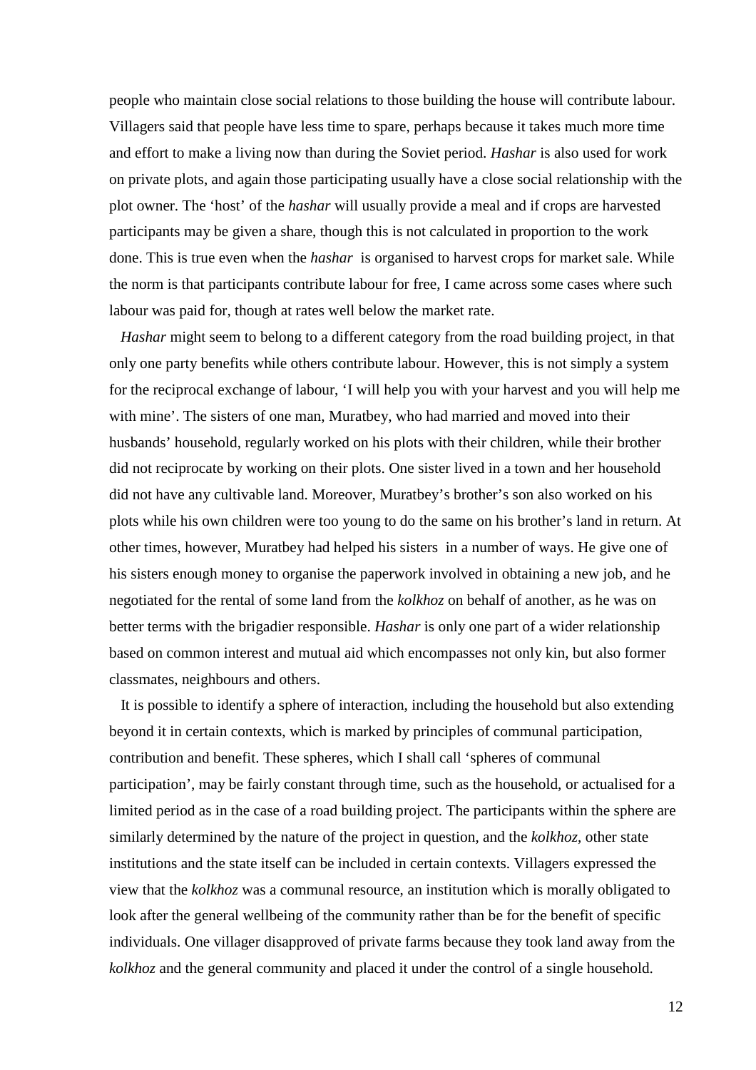people who maintain close social relations to those building the house will contribute labour. Villagers said that people have less time to spare, perhaps because it takes much more time and effort to make a living now than during the Soviet period. *Hashar* is also used for work on private plots, and again those participating usually have a close social relationship with the plot owner. The 'host' of the *hashar* will usually provide a meal and if crops are harvested participants may be given a share, though this is not calculated in proportion to the work done. This is true even when the *hashar* is organised to harvest crops for market sale. While the norm is that participants contribute labour for free, I came across some cases where such labour was paid for, though at rates well below the market rate.

*Hashar* might seem to belong to a different category from the road building project, in that only one party benefits while others contribute labour. However, this is not simply a system for the reciprocal exchange of labour, 'I will help you with your harvest and you will help me with mine'. The sisters of one man, Muratbey, who had married and moved into their husbands' household, regularly worked on his plots with their children, while their brother did not reciprocate by working on their plots. One sister lived in a town and her household did not have any cultivable land. Moreover, Muratbey's brother's son also worked on his plots while his own children were too young to do the same on his brother's land in return. At other times, however, Muratbey had helped his sisters in a number of ways. He give one of his sisters enough money to organise the paperwork involved in obtaining a new job, and he negotiated for the rental of some land from the *kolkhoz* on behalf of another, as he was on better terms with the brigadier responsible. *Hashar* is only one part of a wider relationship based on common interest and mutual aid which encompasses not only kin, but also former classmates, neighbours and others.

It is possible to identify a sphere of interaction, including the household but also extending beyond it in certain contexts, which is marked by principles of communal participation, contribution and benefit. These spheres, which I shall call 'spheres of communal participation', may be fairly constant through time, such as the household, or actualised for a limited period as in the case of a road building project. The participants within the sphere are similarly determined by the nature of the project in question, and the *kolkhoz*, other state institutions and the state itself can be included in certain contexts. Villagers expressed the view that the *kolkhoz* was a communal resource, an institution which is morally obligated to look after the general wellbeing of the community rather than be for the benefit of specific individuals. One villager disapproved of private farms because they took land away from the *kolkhoz* and the general community and placed it under the control of a single household.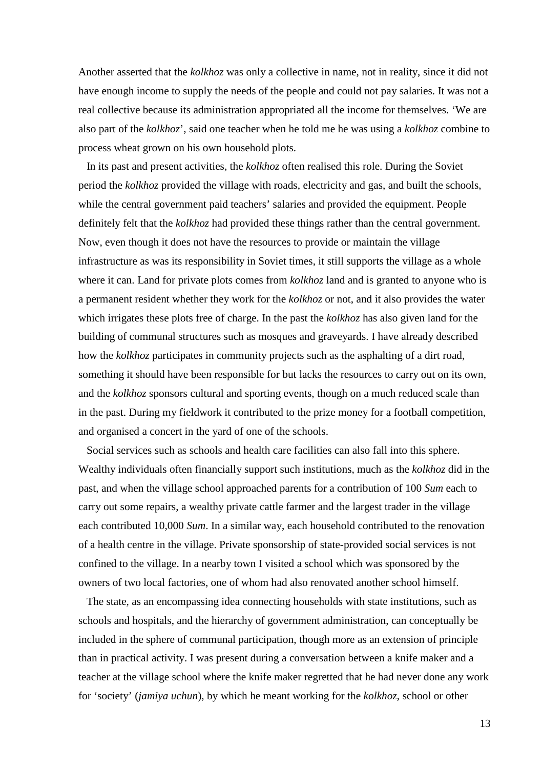Another asserted that the *kolkhoz* was only a collective in name, not in reality, since it did not have enough income to supply the needs of the people and could not pay salaries. It was not a real collective because its administration appropriated all the income for themselves. 'We are also part of the *kolkhoz*', said one teacher when he told me he was using a *kolkhoz* combine to process wheat grown on his own household plots.

In its past and present activities, the *kolkhoz* often realised this role. During the Soviet period the *kolkhoz* provided the village with roads, electricity and gas, and built the schools, while the central government paid teachers' salaries and provided the equipment. People definitely felt that the *kolkhoz* had provided these things rather than the central government. Now, even though it does not have the resources to provide or maintain the village infrastructure as was its responsibility in Soviet times, it still supports the village as a whole where it can. Land for private plots comes from *kolkhoz* land and is granted to anyone who is a permanent resident whether they work for the *kolkhoz* or not, and it also provides the water which irrigates these plots free of charge. In the past the *kolkhoz* has also given land for the building of communal structures such as mosques and graveyards. I have already described how the *kolkhoz* participates in community projects such as the asphalting of a dirt road, something it should have been responsible for but lacks the resources to carry out on its own, and the *kolkhoz* sponsors cultural and sporting events, though on a much reduced scale than in the past. During my fieldwork it contributed to the prize money for a football competition, and organised a concert in the yard of one of the schools.

Social services such as schools and health care facilities can also fall into this sphere. Wealthy individuals often financially support such institutions, much as the *kolkhoz* did in the past, and when the village school approached parents for a contribution of 100 *Sum* each to carry out some repairs, a wealthy private cattle farmer and the largest trader in the village each contributed 10,000 *Sum*. In a similar way, each household contributed to the renovation of a health centre in the village. Private sponsorship of state-provided social services is not confined to the village. In a nearby town I visited a school which was sponsored by the owners of two local factories, one of whom had also renovated another school himself.

The state, as an encompassing idea connecting households with state institutions, such as schools and hospitals, and the hierarchy of government administration, can conceptually be included in the sphere of communal participation, though more as an extension of principle than in practical activity. I was present during a conversation between a knife maker and a teacher at the village school where the knife maker regretted that he had never done any work for 'society' (*jamiya uchun*), by which he meant working for the *kolkhoz*, school or other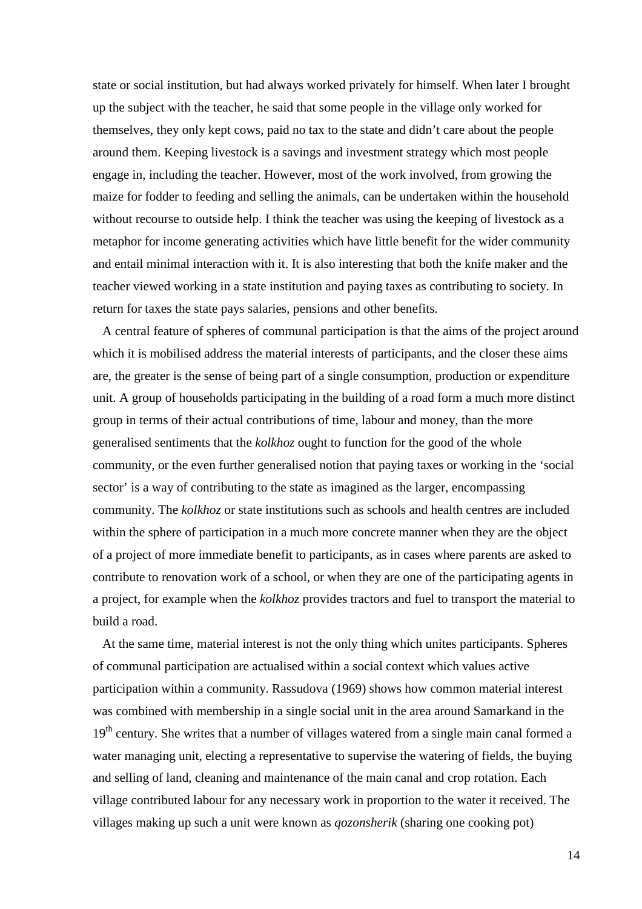state or social institution, but had always worked privately for himself. When later I brought up the subject with the teacher, he said that some people in the village only worked for themselves, they only kept cows, paid no tax to the state and didn't care about the people around them. Keeping livestock is a savings and investment strategy which most people engage in, including the teacher. However, most of the work involved, from growing the maize for fodder to feeding and selling the animals, can be undertaken within the household without recourse to outside help. I think the teacher was using the keeping of livestock as a metaphor for income generating activities which have little benefit for the wider community and entail minimal interaction with it. It is also interesting that both the knife maker and the teacher viewed working in a state institution and paying taxes as contributing to society. In return for taxes the state pays salaries, pensions and other benefits.

A central feature of spheres of communal participation is that the aims of the project around which it is mobilised address the material interests of participants, and the closer these aims are, the greater is the sense of being part of a single consumption, production or expenditure unit. A group of households participating in the building of a road form a much more distinct group in terms of their actual contributions of time, labour and money, than the more generalised sentiments that the *kolkhoz* ought to function for the good of the whole community, or the even further generalised notion that paying taxes or working in the 'social sector' is a way of contributing to the state as imagined as the larger, encompassing community. The *kolkhoz* or state institutions such as schools and health centres are included within the sphere of participation in a much more concrete manner when they are the object of a project of more immediate benefit to participants, as in cases where parents are asked to contribute to renovation work of a school, or when they are one of the participating agents in a project, for example when the *kolkhoz* provides tractors and fuel to transport the material to build a road.

At the same time, material interest is not the only thing which unites participants. Spheres of communal participation are actualised within a social context which values active participation within a community. Rassudova (1969) shows how common material interest was combined with membership in a single social unit in the area around Samarkand in the 19th century. She writes that a number of villages watered from a single main canal formed a water managing unit, electing a representative to supervise the watering of fields, the buying and selling of land, cleaning and maintenance of the main canal and crop rotation. Each village contributed labour for any necessary work in proportion to the water it received. The villages making up such a unit were known as *qozonsherik* (sharing one cooking pot)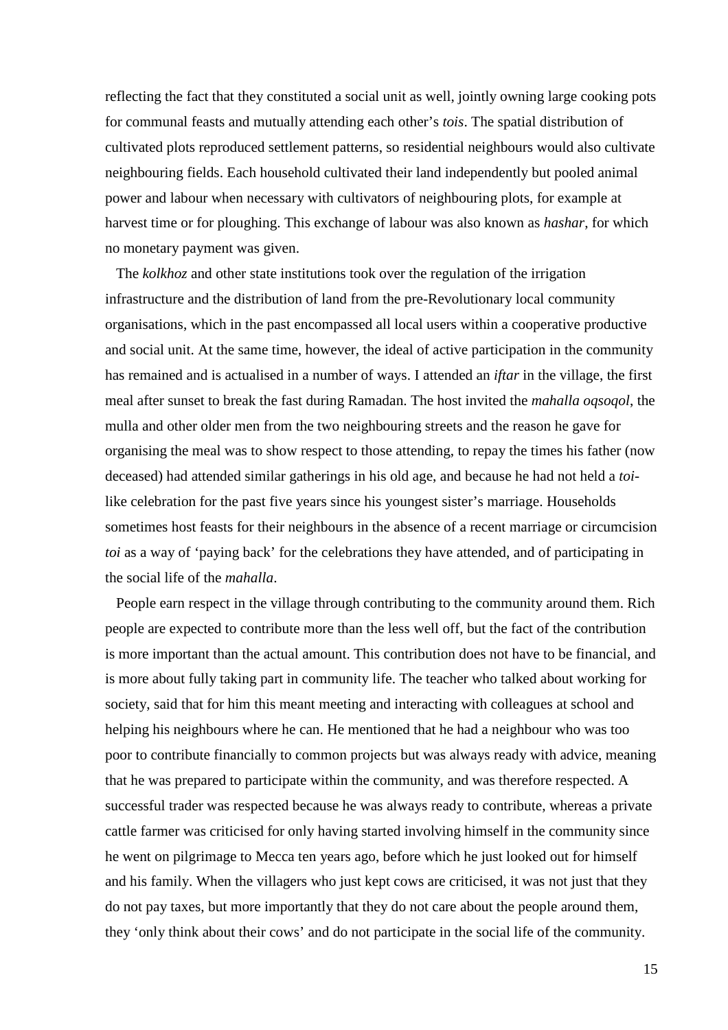reflecting the fact that they constituted a social unit as well, jointly owning large cooking pots for communal feasts and mutually attending each other's *tois*. The spatial distribution of cultivated plots reproduced settlement patterns, so residential neighbours would also cultivate neighbouring fields. Each household cultivated their land independently but pooled animal power and labour when necessary with cultivators of neighbouring plots, for example at harvest time or for ploughing. This exchange of labour was also known as *hashar*, for which no monetary payment was given.

The *kolkhoz* and other state institutions took over the regulation of the irrigation infrastructure and the distribution of land from the pre-Revolutionary local community organisations, which in the past encompassed all local users within a cooperative productive and social unit. At the same time, however, the ideal of active participation in the community has remained and is actualised in a number of ways. I attended an *iftar* in the village, the first meal after sunset to break the fast during Ramadan. The host invited the *mahalla oqsoqol*, the mulla and other older men from the two neighbouring streets and the reason he gave for organising the meal was to show respect to those attending, to repay the times his father (now deceased) had attended similar gatherings in his old age, and because he had not held a *toi*-like celebration for the past five years since his youngest sister's marriage. Households sometimes host feasts for their neighbours in the absence of a recent marriage or circumcision *toi* as a way of 'paying back' for the celebrations they have attended, and of participating in the social life of the *mahalla*.

People earn respect in the village through contributing to the community around them. Rich people are expected to contribute more than the less well off, but the fact of the contribution is more important than the actual amount. This contribution does not have to be financial, and is more about fully taking part in community life. The teacher who talked about working for society, said that for him this meant meeting and interacting with colleagues at school and helping his neighbours where he can. He mentioned that he had a neighbour who was too poor to contribute financially to common projects but was always ready with advice, meaning that he was prepared to participate within the community, and was therefore respected. A successful trader was respected because he was always ready to contribute, whereas a private cattle farmer was criticised for only having started involving himself in the community since he went on pilgrimage to Mecca ten years ago, before which he just looked out for himself and his family. When the villagers who just kept cows are criticised, it was not just that they do not pay taxes, but more importantly that they do not care about the people around them, they 'only think about their cows' and do not participate in the social life of the community.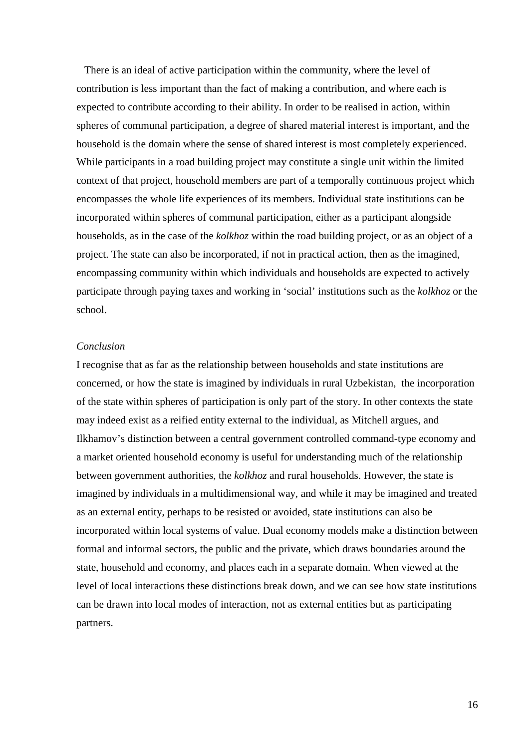There is an ideal of active participation within the community, where the level of contribution is less important than the fact of making a contribution, and where each is expected to contribute according to their ability. In order to be realised in action, within spheres of communal participation, a degree of shared material interest is important, and the household is the domain where the sense of shared interest is most completely experienced. While participants in a road building project may constitute a single unit within the limited context of that project, household members are part of a temporally continuous project which encompasses the whole life experiences of its members. Individual state institutions can be incorporated within spheres of communal participation, either as a participant alongside households, as in the case of the *kolkhoz* within the road building project, or as an object of a project. The state can also be incorporated, if not in practical action, then as the imagined, encompassing community within which individuals and households are expected to actively participate through paying taxes and working in 'social' institutions such as the *kolkhoz* or the school.

### *Conclusion*

I recognise that as far as the relationship between households and state institutions are concerned, or how the state is imagined by individuals in rural Uzbekistan, the incorporation of the state within spheres of participation is only part of the story. In other contexts the state may indeed exist as a reified entity external to the individual, as Mitchell argues, and Ilkhamov's distinction between a central government controlled command-type economy and a market oriented household economy is useful for understanding much of the relationship between government authorities, the *kolkhoz* and rural households. However, the state is imagined by individuals in a multidimensional way, and while it may be imagined and treated as an external entity, perhaps to be resisted or avoided, state institutions can also be incorporated within local systems of value. Dual economy models make a distinction between formal and informal sectors, the public and the private, which draws boundaries around the state, household and economy, and places each in a separate domain. When viewed at the level of local interactions these distinctions break down, and we can see how state institutions can be drawn into local modes of interaction, not as external entities but as participating partners.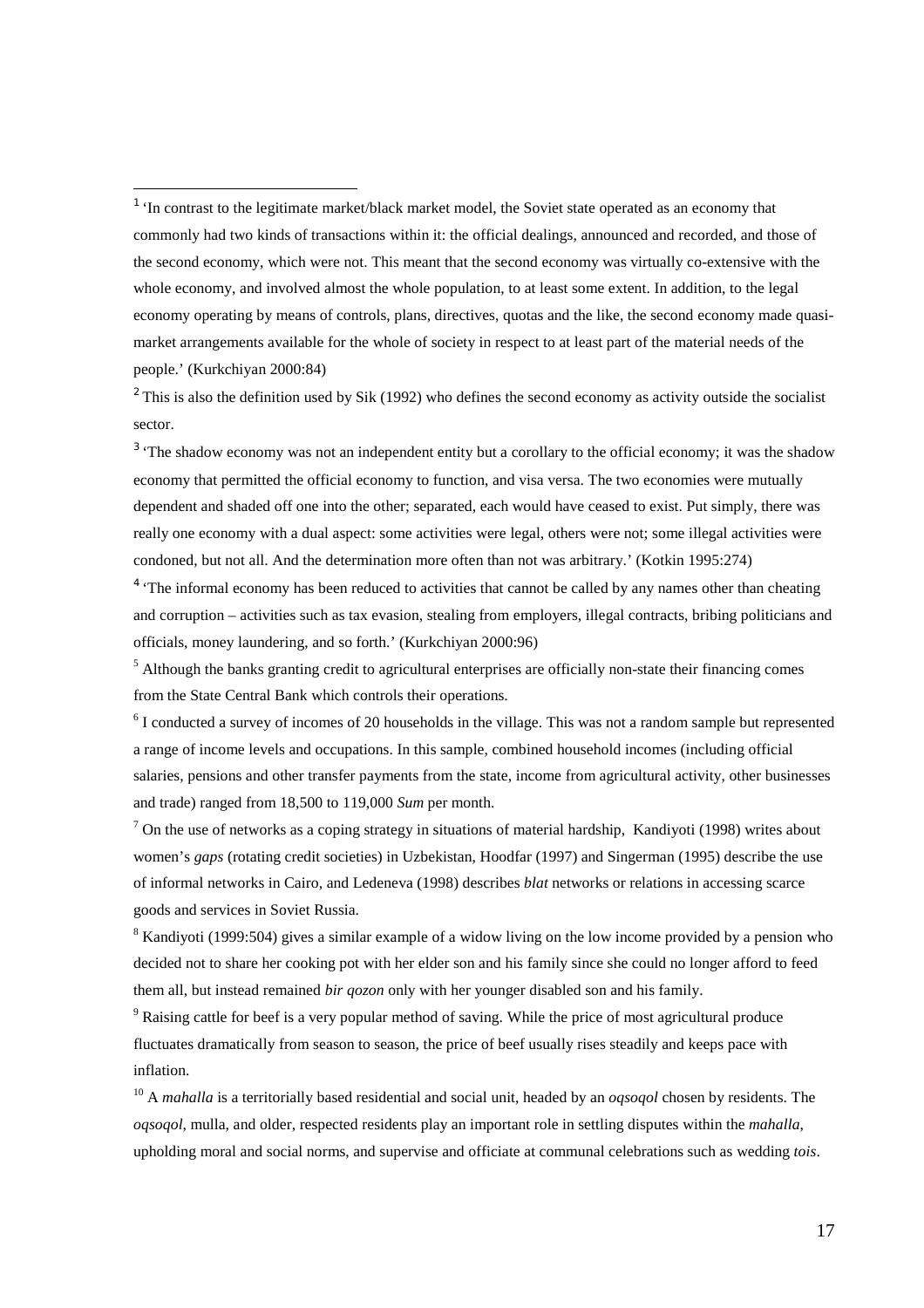[1] 'In contrast to the legitimate market/black market model, the Soviet state operated as an economy that commonly had two kinds of transactions within it: the official dealings, announced and recorded, and those of the second economy, which were not. This meant that the second economy was virtually co-extensive with the whole economy, and involved almost the whole population, to at least some extent. In addition, to the legal economy operating by means of controls, plans, directives, quotas and the like, the second economy made quasi-market arrangements available for the whole of society in respect to at least part of the material needs of the people.' (Kurkchiyan 2000:84)

[2] This is also the definition used by Sik (1992) who defines the second economy as activity outside the socialist sector.

[3] 'The shadow economy was not an independent entity but a corollary to the official economy; it was the shadow economy that permitted the official economy to function, and visa versa. The two economies were mutually dependent and shaded off one into the other; separated, each would have ceased to exist. Put simply, there was really one economy with a dual aspect: some activities were legal, others were not; some illegal activities were condoned, but not all. And the determination more often than not was arbitrary.' (Kotkin 1995:274)

[4] 'The informal economy has been reduced to activities that cannot be called by any names other than cheating and corruption – activities such as tax evasion, stealing from employers, illegal contracts, bribing politicians and officials, money laundering, and so forth.' (Kurkchiyan 2000:96)

[5] Although the banks granting credit to agricultural enterprises are officially non-state their financing comes from the State Central Bank which controls their operations.

[6] I conducted a survey of incomes of 20 households in the village. This was not a random sample but represented a range of income levels and occupations. In this sample, combined household incomes (including official salaries, pensions and other transfer payments from the state, income from agricultural activity, other businesses and trade) ranged from 18,500 to 119,000 *Sum* per month.

[7] On the use of networks as a coping strategy in situations of material hardship, Kandiyoti (1998) writes about women's *gaps* (rotating credit societies) in Uzbekistan, Hoodfar (1997) and Singerman (1995) describe the use of informal networks in Cairo, and Ledeneva (1998) describes *blat* networks or relations in accessing scarce goods and services in Soviet Russia.

[8] Kandiyoti (1999:504) gives a similar example of a widow living on the low income provided by a pension who decided not to share her cooking pot with her elder son and his family since she could no longer afford to feed them all, but instead remained *bir qozon* only with her younger disabled son and his family.

[9] Raising cattle for beef is a very popular method of saving. While the price of most agricultural produce fluctuates dramatically from season to season, the price of beef usually rises steadily and keeps pace with inflation.

[10] A *mahalla* is a territorially based residential and social unit, headed by an *oqsoqol* chosen by residents. The *oqsoqol*, mulla, and older, respected residents play an important role in settling disputes within the *mahalla*, upholding moral and social norms, and supervise and officiate at communal celebrations such as wedding *tois*.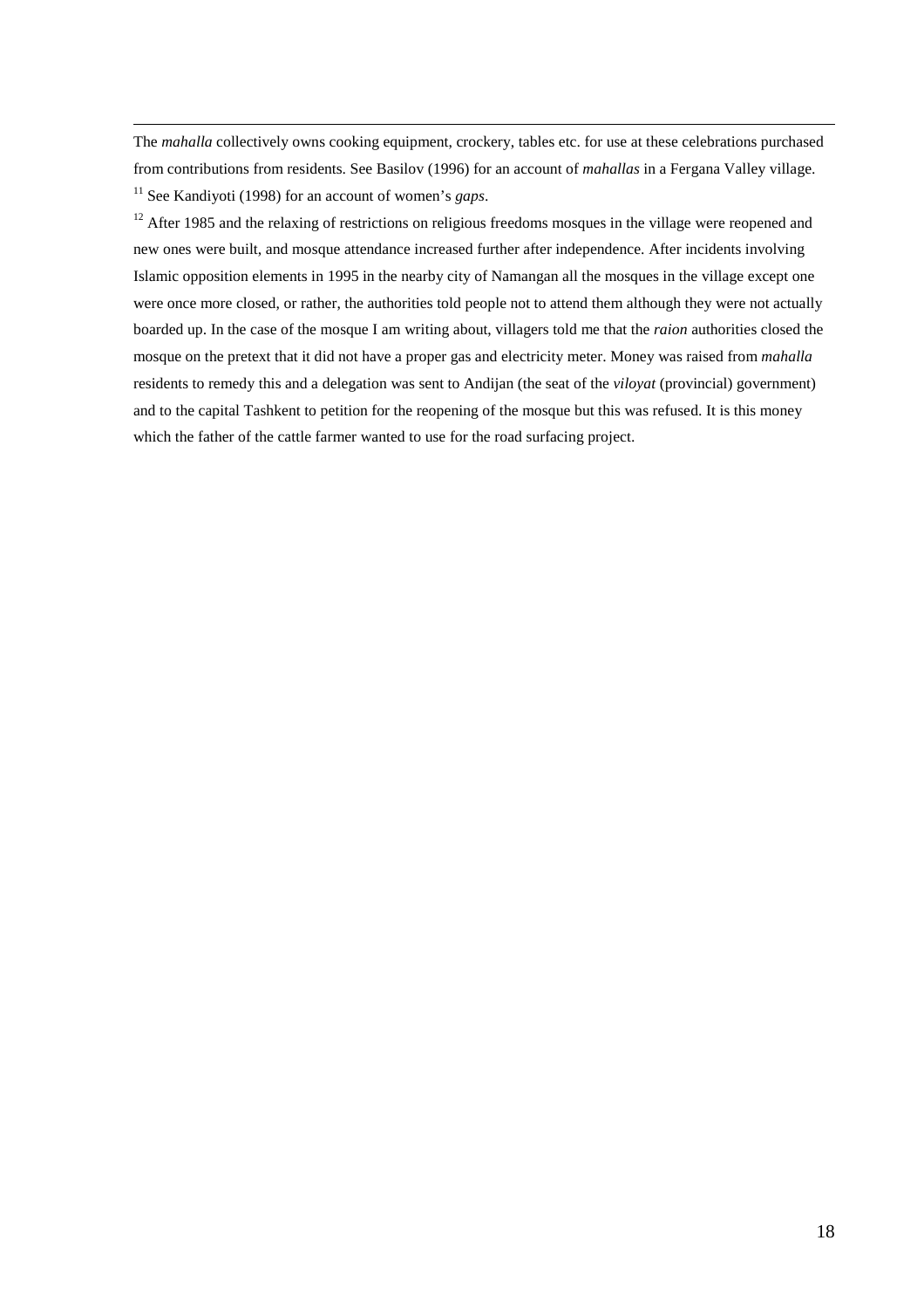The *mahalla* collectively owns cooking equipment, crockery, tables etc. for use at these celebrations purchased from contributions from residents. See Basilov (1996) for an account of *mahallas* in a Fergana Valley village.

[11] See Kandiyoti (1998) for an account of women's *gaps*.

[12] After 1985 and the relaxing of restrictions on religious freedoms mosques in the village were reopened and new ones were built, and mosque attendance increased further after independence. After incidents involving Islamic opposition elements in 1995 in the nearby city of Namangan all the mosques in the village except one were once more closed, or rather, the authorities told people not to attend them although they were not actually boarded up. In the case of the mosque I am writing about, villagers told me that the *raion* authorities closed the mosque on the pretext that it did not have a proper gas and electricity meter. Money was raised from *mahalla* residents to remedy this and a delegation was sent to Andijan (the seat of the *viloyat* (provincial) government) and to the capital Tashkent to petition for the reopening of the mosque but this was refused. It is this money which the father of the cattle farmer wanted to use for the road surfacing project.